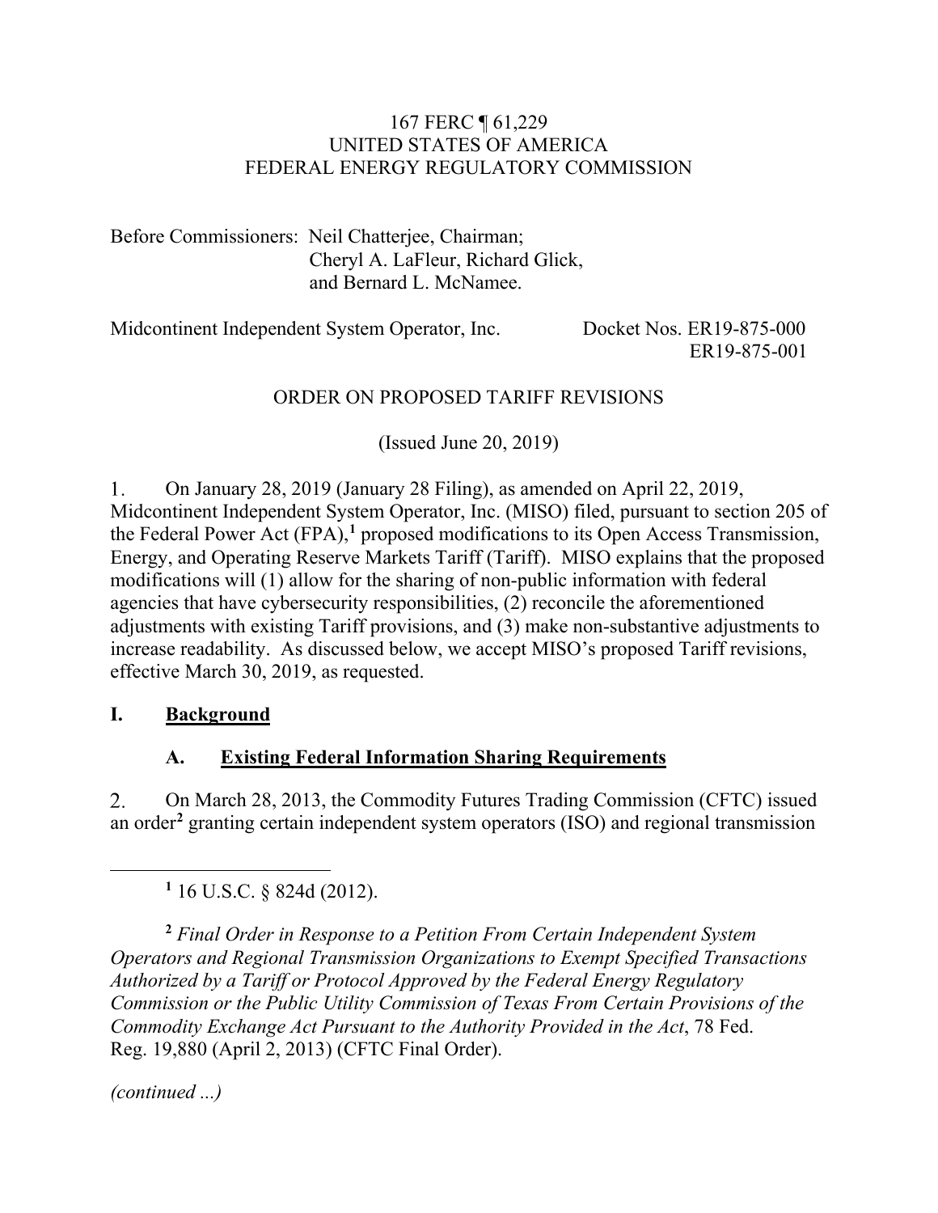167 FERC ¶ 61,229
UNITED STATES OF AMERICA
FEDERAL ENERGY REGULATORY COMMISSION

Before Commissioners: Neil Chatterjee, Chairman;
Cheryl A. LaFleur, Richard Glick,
and Bernard L. McNamee.

Midcontinent Independent System Operator, Inc. Docket Nos. ER19-875-000
ER19-875-001

ORDER ON PROPOSED TARIFF REVISIONS

(Issued June 20, 2019)

1. On January 28, 2019 (January 28 Filing), as amended on April 22, 2019, Midcontinent Independent System Operator, Inc. (MISO) filed, pursuant to section 205 of the Federal Power Act (FPA),[1] proposed modifications to its Open Access Transmission, Energy, and Operating Reserve Markets Tariff (Tariff). MISO explains that the proposed modifications will (1) allow for the sharing of non-public information with federal agencies that have cybersecurity responsibilities, (2) reconcile the aforementioned adjustments with existing Tariff provisions, and (3) make non-substantive adjustments to increase readability. As discussed below, we accept MISO's proposed Tariff revisions, effective March 30, 2019, as requested.

## I. Background

### A. Existing Federal Information Sharing Requirements

2. On March 28, 2013, the Commodity Futures Trading Commission (CFTC) issued an order[2] granting certain independent system operators (ISO) and regional transmission

---

[1] 16 U.S.C. § 824d (2012).

[2] *Final Order in Response to a Petition From Certain Independent System Operators and Regional Transmission Organizations to Exempt Specified Transactions Authorized by a Tariff or Protocol Approved by the Federal Energy Regulatory Commission or the Public Utility Commission of Texas From Certain Provisions of the Commodity Exchange Act Pursuant to the Authority Provided in the Act*, 78 Fed. Reg. 19,880 (April 2, 2013) (CFTC Final Order).

*(continued ...)*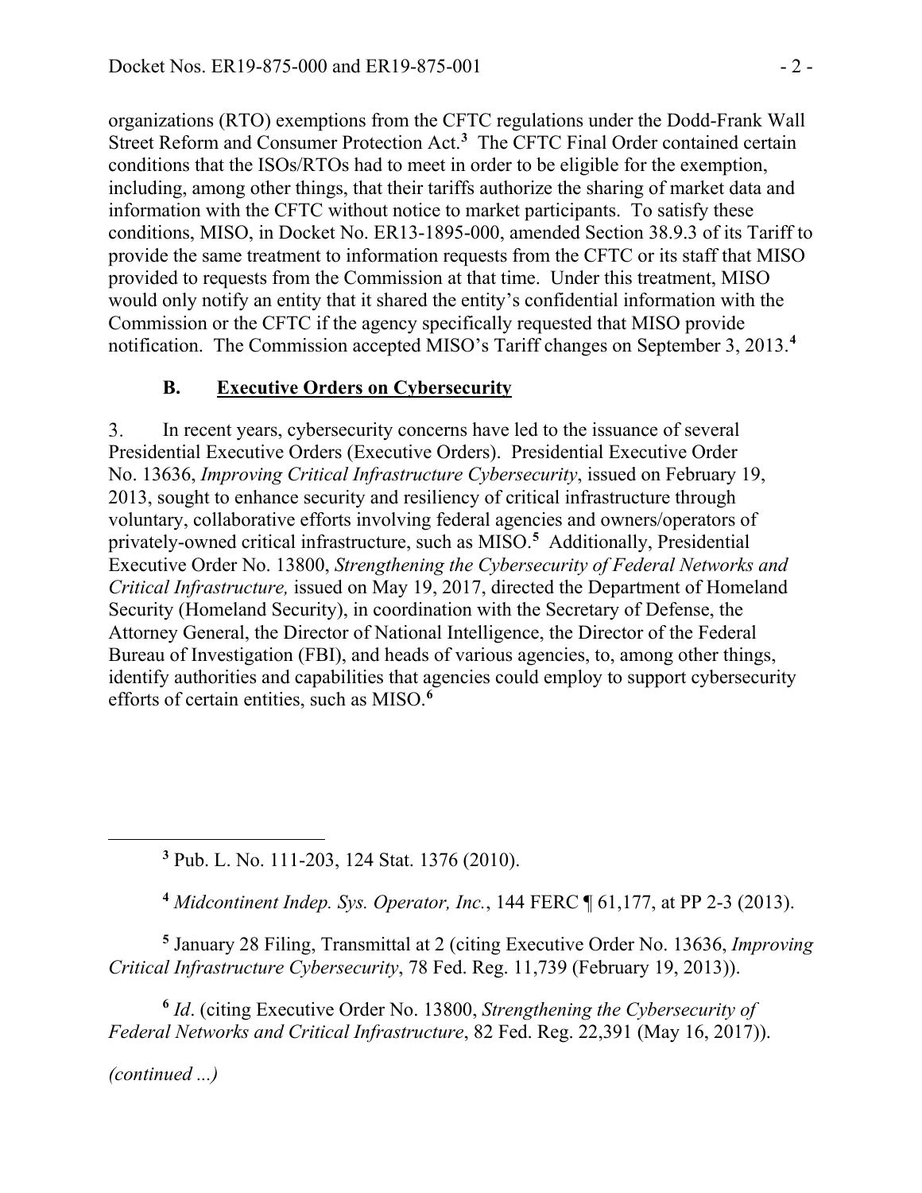organizations (RTO) exemptions from the CFTC regulations under the Dodd-Frank Wall Street Reform and Consumer Protection Act.[3] The CFTC Final Order contained certain conditions that the ISOs/RTOs had to meet in order to be eligible for the exemption, including, among other things, that their tariffs authorize the sharing of market data and information with the CFTC without notice to market participants. To satisfy these conditions, MISO, in Docket No. ER13-1895-000, amended Section 38.9.3 of its Tariff to provide the same treatment to information requests from the CFTC or its staff that MISO provided to requests from the Commission at that time. Under this treatment, MISO would only notify an entity that it shared the entity's confidential information with the Commission or the CFTC if the agency specifically requested that MISO provide notification. The Commission accepted MISO's Tariff changes on September 3, 2013.[4]

### B. Executive Orders on Cybersecurity

3. In recent years, cybersecurity concerns have led to the issuance of several Presidential Executive Orders (Executive Orders). Presidential Executive Order No. 13636, *Improving Critical Infrastructure Cybersecurity*, issued on February 19, 2013, sought to enhance security and resiliency of critical infrastructure through voluntary, collaborative efforts involving federal agencies and owners/operators of privately-owned critical infrastructure, such as MISO.[5] Additionally, Presidential Executive Order No. 13800, *Strengthening the Cybersecurity of Federal Networks and Critical Infrastructure,* issued on May 19, 2017, directed the Department of Homeland Security (Homeland Security), in coordination with the Secretary of Defense, the Attorney General, the Director of National Intelligence, the Director of the Federal Bureau of Investigation (FBI), and heads of various agencies, to, among other things, identify authorities and capabilities that agencies could employ to support cybersecurity efforts of certain entities, such as MISO.[6]

---

[3] Pub. L. No. 111-203, 124 Stat. 1376 (2010).

[4] *Midcontinent Indep. Sys. Operator, Inc.*, 144 FERC ¶ 61,177, at PP 2-3 (2013).

[5] January 28 Filing, Transmittal at 2 (citing Executive Order No. 13636, *Improving Critical Infrastructure Cybersecurity*, 78 Fed. Reg. 11,739 (February 19, 2013)).

[6] *Id*. (citing Executive Order No. 13800, *Strengthening the Cybersecurity of Federal Networks and Critical Infrastructure*, 82 Fed. Reg. 22,391 (May 16, 2017)).

*(continued ...)*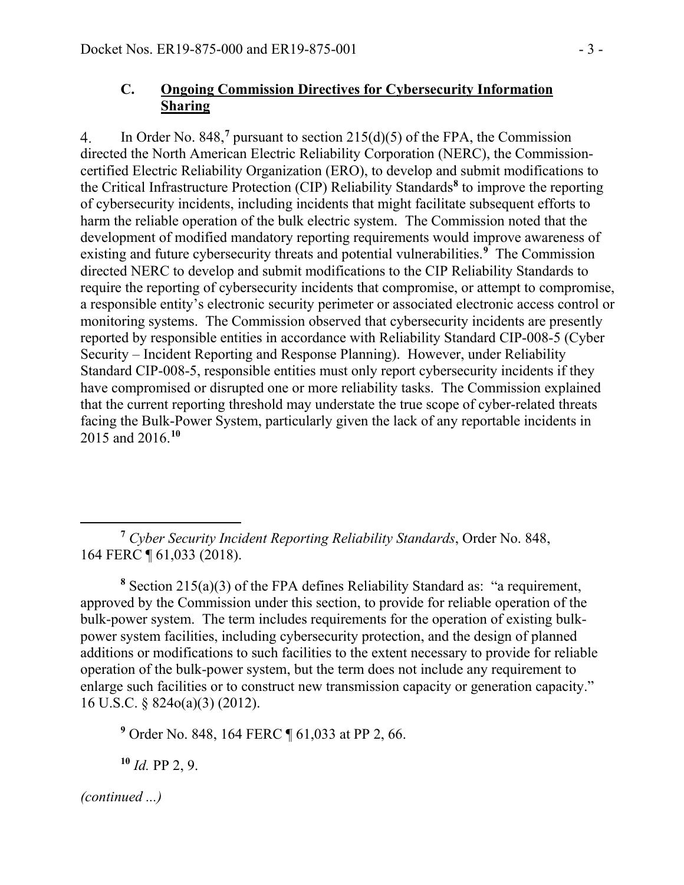### C. **Ongoing Commission Directives for Cybersecurity Information Sharing**

4. In Order No. 848,[7] pursuant to section 215(d)(5) of the FPA, the Commission directed the North American Electric Reliability Corporation (NERC), the Commission-certified Electric Reliability Organization (ERO), to develop and submit modifications to the Critical Infrastructure Protection (CIP) Reliability Standards[8] to improve the reporting of cybersecurity incidents, including incidents that might facilitate subsequent efforts to harm the reliable operation of the bulk electric system. The Commission noted that the development of modified mandatory reporting requirements would improve awareness of existing and future cybersecurity threats and potential vulnerabilities.[9] The Commission directed NERC to develop and submit modifications to the CIP Reliability Standards to require the reporting of cybersecurity incidents that compromise, or attempt to compromise, a responsible entity's electronic security perimeter or associated electronic access control or monitoring systems. The Commission observed that cybersecurity incidents are presently reported by responsible entities in accordance with Reliability Standard CIP-008-5 (Cyber Security – Incident Reporting and Response Planning). However, under Reliability Standard CIP-008-5, responsible entities must only report cybersecurity incidents if they have compromised or disrupted one or more reliability tasks. The Commission explained that the current reporting threshold may understate the true scope of cyber-related threats facing the Bulk-Power System, particularly given the lack of any reportable incidents in 2015 and 2016.[10]

---

[7] *Cyber Security Incident Reporting Reliability Standards*, Order No. 848, 164 FERC ¶ 61,033 (2018).

[8] Section 215(a)(3) of the FPA defines Reliability Standard as: "a requirement, approved by the Commission under this section, to provide for reliable operation of the bulk-power system. The term includes requirements for the operation of existing bulk-power system facilities, including cybersecurity protection, and the design of planned additions or modifications to such facilities to the extent necessary to provide for reliable operation of the bulk-power system, but the term does not include any requirement to enlarge such facilities or to construct new transmission capacity or generation capacity." 16 U.S.C. § 824o(a)(3) (2012).

[9] Order No. 848, 164 FERC ¶ 61,033 at PP 2, 66.

[10] *Id.* PP 2, 9.

*(continued ...)*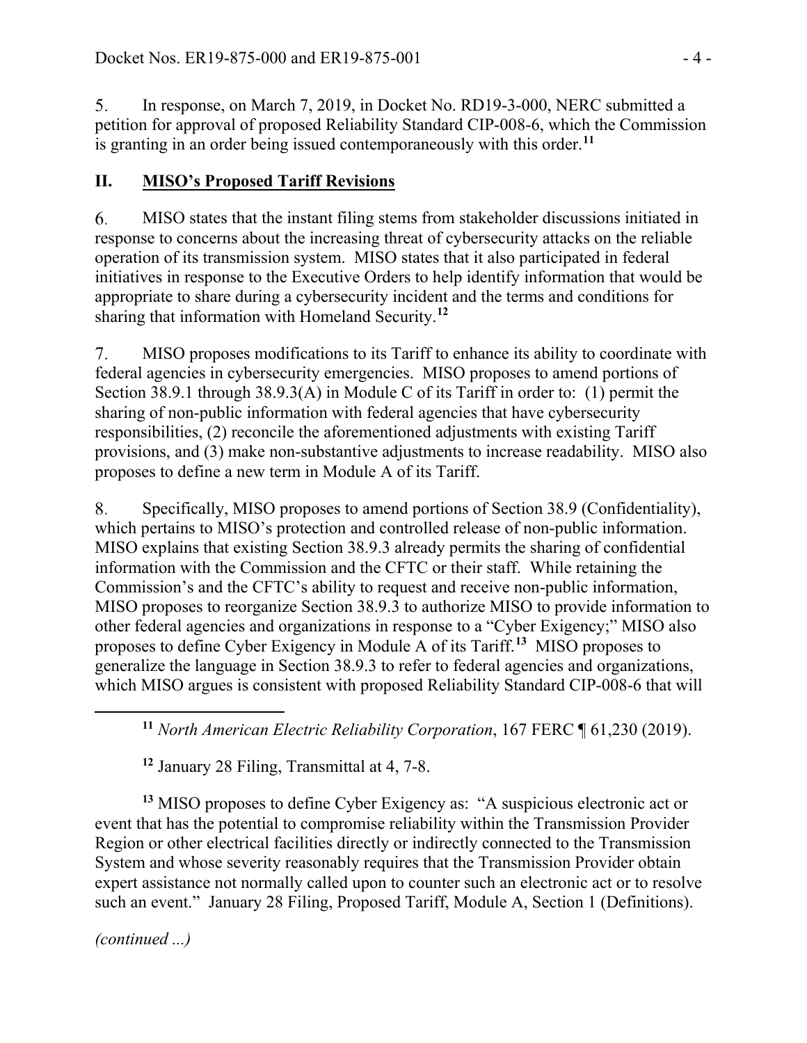5. In response, on March 7, 2019, in Docket No. RD19-3-000, NERC submitted a petition for approval of proposed Reliability Standard CIP-008-6, which the Commission is granting in an order being issued contemporaneously with this order.[11]

## II. MISO's Proposed Tariff Revisions

6. MISO states that the instant filing stems from stakeholder discussions initiated in response to concerns about the increasing threat of cybersecurity attacks on the reliable operation of its transmission system. MISO states that it also participated in federal initiatives in response to the Executive Orders to help identify information that would be appropriate to share during a cybersecurity incident and the terms and conditions for sharing that information with Homeland Security.[12]

7. MISO proposes modifications to its Tariff to enhance its ability to coordinate with federal agencies in cybersecurity emergencies. MISO proposes to amend portions of Section 38.9.1 through 38.9.3(A) in Module C of its Tariff in order to: (1) permit the sharing of non-public information with federal agencies that have cybersecurity responsibilities, (2) reconcile the aforementioned adjustments with existing Tariff provisions, and (3) make non-substantive adjustments to increase readability. MISO also proposes to define a new term in Module A of its Tariff.

8. Specifically, MISO proposes to amend portions of Section 38.9 (Confidentiality), which pertains to MISO's protection and controlled release of non-public information. MISO explains that existing Section 38.9.3 already permits the sharing of confidential information with the Commission and the CFTC or their staff. While retaining the Commission's and the CFTC's ability to request and receive non-public information, MISO proposes to reorganize Section 38.9.3 to authorize MISO to provide information to other federal agencies and organizations in response to a "Cyber Exigency;" MISO also proposes to define Cyber Exigency in Module A of its Tariff.[13] MISO proposes to generalize the language in Section 38.9.3 to refer to federal agencies and organizations, which MISO argues is consistent with proposed Reliability Standard CIP-008-6 that will

---

[11] *North American Electric Reliability Corporation*, 167 FERC ¶ 61,230 (2019).

[12] January 28 Filing, Transmittal at 4, 7-8.

[13] MISO proposes to define Cyber Exigency as: "A suspicious electronic act or event that has the potential to compromise reliability within the Transmission Provider Region or other electrical facilities directly or indirectly connected to the Transmission System and whose severity reasonably requires that the Transmission Provider obtain expert assistance not normally called upon to counter such an electronic act or to resolve such an event." January 28 Filing, Proposed Tariff, Module A, Section 1 (Definitions).

*(continued ...)*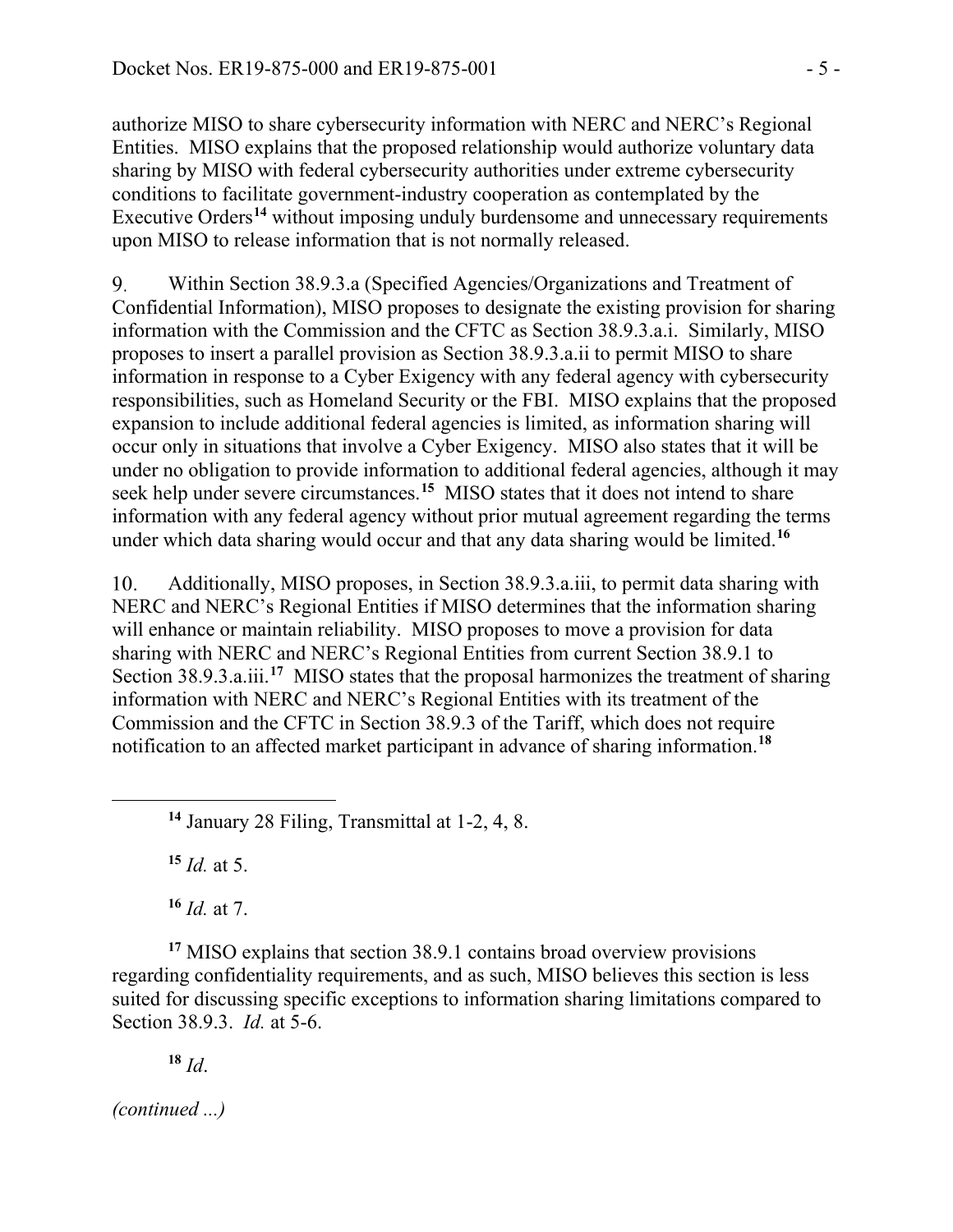authorize MISO to share cybersecurity information with NERC and NERC's Regional Entities. MISO explains that the proposed relationship would authorize voluntary data sharing by MISO with federal cybersecurity authorities under extreme cybersecurity conditions to facilitate government-industry cooperation as contemplated by the Executive Orders[14] without imposing unduly burdensome and unnecessary requirements upon MISO to release information that is not normally released.

9. Within Section 38.9.3.a (Specified Agencies/Organizations and Treatment of Confidential Information), MISO proposes to designate the existing provision for sharing information with the Commission and the CFTC as Section 38.9.3.a.i. Similarly, MISO proposes to insert a parallel provision as Section 38.9.3.a.ii to permit MISO to share information in response to a Cyber Exigency with any federal agency with cybersecurity responsibilities, such as Homeland Security or the FBI. MISO explains that the proposed expansion to include additional federal agencies is limited, as information sharing will occur only in situations that involve a Cyber Exigency. MISO also states that it will be under no obligation to provide information to additional federal agencies, although it may seek help under severe circumstances.[15] MISO states that it does not intend to share information with any federal agency without prior mutual agreement regarding the terms under which data sharing would occur and that any data sharing would be limited.[16]

10. Additionally, MISO proposes, in Section 38.9.3.a.iii, to permit data sharing with NERC and NERC's Regional Entities if MISO determines that the information sharing will enhance or maintain reliability. MISO proposes to move a provision for data sharing with NERC and NERC's Regional Entities from current Section 38.9.1 to Section 38.9.3.a.iii.[17] MISO states that the proposal harmonizes the treatment of sharing information with NERC and NERC's Regional Entities with its treatment of the Commission and the CFTC in Section 38.9.3 of the Tariff, which does not require notification to an affected market participant in advance of sharing information.[18]

---

[14] January 28 Filing, Transmittal at 1-2, 4, 8.

[15] *Id.* at 5.

[16] *Id.* at 7.

[17] MISO explains that section 38.9.1 contains broad overview provisions regarding confidentiality requirements, and as such, MISO believes this section is less suited for discussing specific exceptions to information sharing limitations compared to Section 38.9.3. *Id.* at 5-6.

[18] *Id*.

*(continued ...)*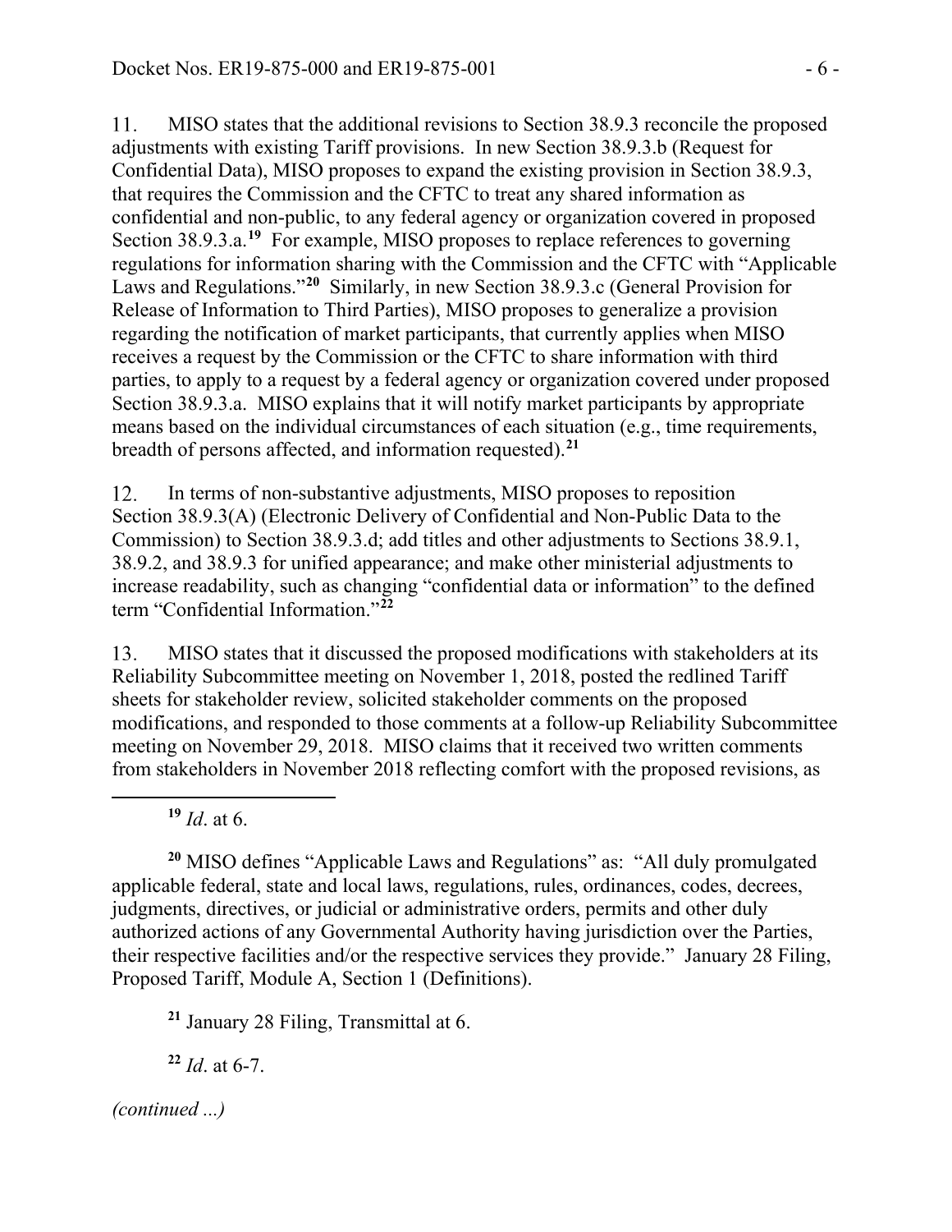11. MISO states that the additional revisions to Section 38.9.3 reconcile the proposed adjustments with existing Tariff provisions. In new Section 38.9.3.b (Request for Confidential Data), MISO proposes to expand the existing provision in Section 38.9.3, that requires the Commission and the CFTC to treat any shared information as confidential and non-public, to any federal agency or organization covered in proposed Section 38.9.3.a.[19] For example, MISO proposes to replace references to governing regulations for information sharing with the Commission and the CFTC with "Applicable Laws and Regulations."[20] Similarly, in new Section 38.9.3.c (General Provision for Release of Information to Third Parties), MISO proposes to generalize a provision regarding the notification of market participants, that currently applies when MISO receives a request by the Commission or the CFTC to share information with third parties, to apply to a request by a federal agency or organization covered under proposed Section 38.9.3.a. MISO explains that it will notify market participants by appropriate means based on the individual circumstances of each situation (e.g., time requirements, breadth of persons affected, and information requested).[21]

12. In terms of non-substantive adjustments, MISO proposes to reposition Section 38.9.3(A) (Electronic Delivery of Confidential and Non-Public Data to the Commission) to Section 38.9.3.d; add titles and other adjustments to Sections 38.9.1, 38.9.2, and 38.9.3 for unified appearance; and make other ministerial adjustments to increase readability, such as changing "confidential data or information" to the defined term "Confidential Information."[22]

13. MISO states that it discussed the proposed modifications with stakeholders at its Reliability Subcommittee meeting on November 1, 2018, posted the redlined Tariff sheets for stakeholder review, solicited stakeholder comments on the proposed modifications, and responded to those comments at a follow-up Reliability Subcommittee meeting on November 29, 2018. MISO claims that it received two written comments from stakeholders in November 2018 reflecting comfort with the proposed revisions, as

---

[19] *Id*. at 6.

[20] MISO defines "Applicable Laws and Regulations" as: "All duly promulgated applicable federal, state and local laws, regulations, rules, ordinances, codes, decrees, judgments, directives, or judicial or administrative orders, permits and other duly authorized actions of any Governmental Authority having jurisdiction over the Parties, their respective facilities and/or the respective services they provide." January 28 Filing, Proposed Tariff, Module A, Section 1 (Definitions).

[21] January 28 Filing, Transmittal at 6.

[22] *Id*. at 6-7.

*(continued ...)*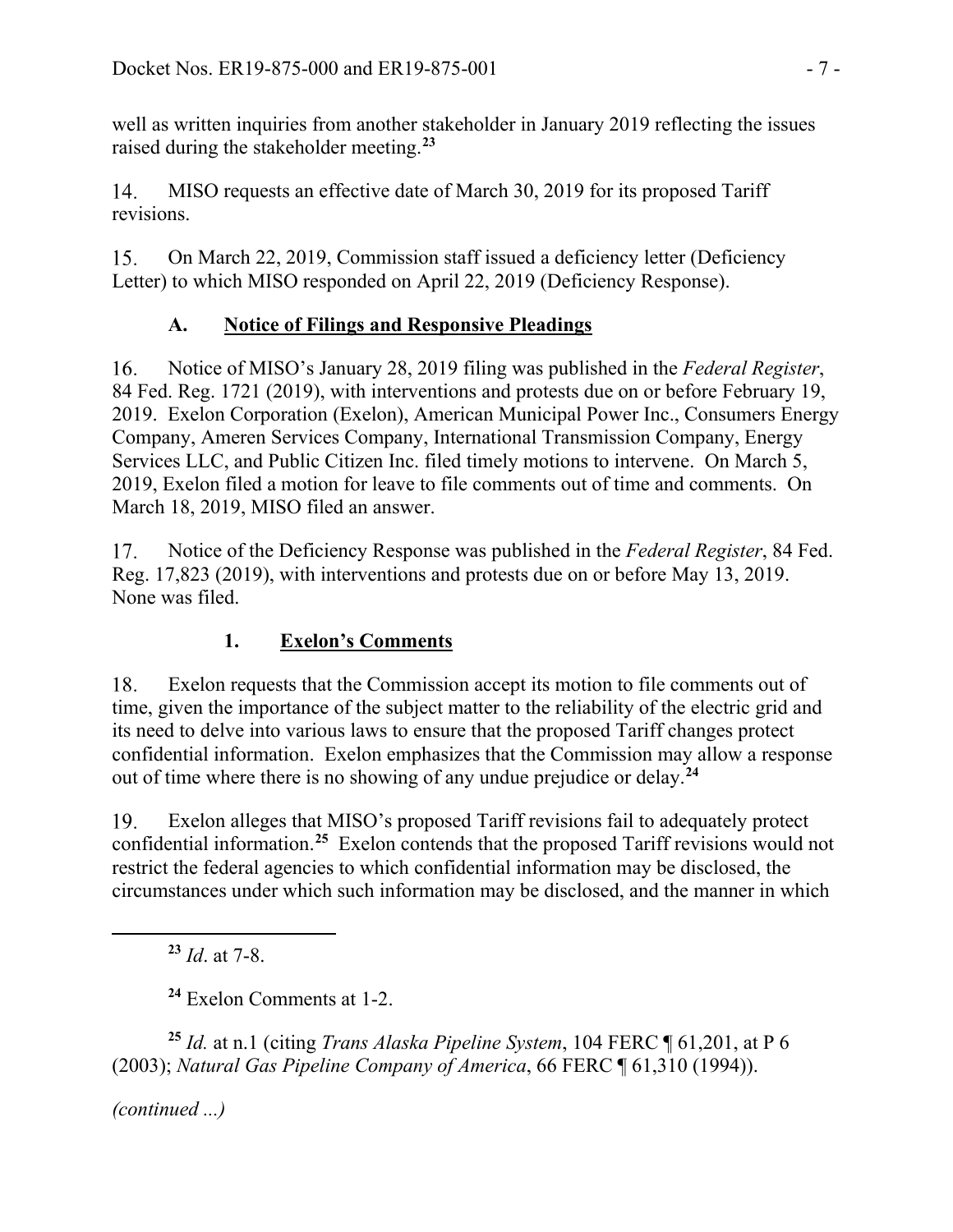well as written inquiries from another stakeholder in January 2019 reflecting the issues raised during the stakeholder meeting.[23]

14. MISO requests an effective date of March 30, 2019 for its proposed Tariff revisions.

15. On March 22, 2019, Commission staff issued a deficiency letter (Deficiency Letter) to which MISO responded on April 22, 2019 (Deficiency Response).

### A. Notice of Filings and Responsive Pleadings

16. Notice of MISO's January 28, 2019 filing was published in the *Federal Register*, 84 Fed. Reg. 1721 (2019), with interventions and protests due on or before February 19, 2019. Exelon Corporation (Exelon), American Municipal Power Inc., Consumers Energy Company, Ameren Services Company, International Transmission Company, Energy Services LLC, and Public Citizen Inc. filed timely motions to intervene. On March 5, 2019, Exelon filed a motion for leave to file comments out of time and comments. On March 18, 2019, MISO filed an answer.

17. Notice of the Deficiency Response was published in the *Federal Register*, 84 Fed. Reg. 17,823 (2019), with interventions and protests due on or before May 13, 2019. None was filed.

#### 1. Exelon's Comments

18. Exelon requests that the Commission accept its motion to file comments out of time, given the importance of the subject matter to the reliability of the electric grid and its need to delve into various laws to ensure that the proposed Tariff changes protect confidential information. Exelon emphasizes that the Commission may allow a response out of time where there is no showing of any undue prejudice or delay.[24]

19. Exelon alleges that MISO's proposed Tariff revisions fail to adequately protect confidential information.[25] Exelon contends that the proposed Tariff revisions would not restrict the federal agencies to which confidential information may be disclosed, the circumstances under which such information may be disclosed, and the manner in which

---

[23] *Id*. at 7-8.

[24] Exelon Comments at 1-2.

[25] *Id.* at n.1 (citing *Trans Alaska Pipeline System*, 104 FERC ¶ 61,201, at P 6 (2003); *Natural Gas Pipeline Company of America*, 66 FERC ¶ 61,310 (1994)).

*(continued ...)*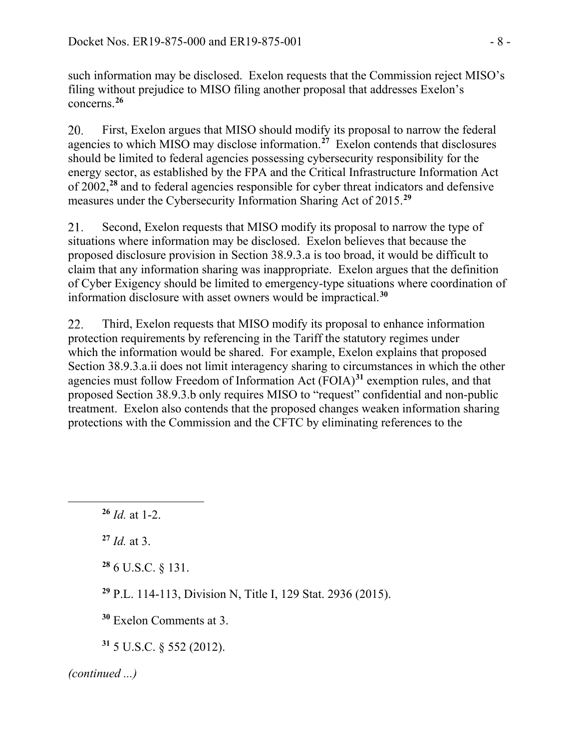such information may be disclosed. Exelon requests that the Commission reject MISO's filing without prejudice to MISO filing another proposal that addresses Exelon's concerns.[26]

20. First, Exelon argues that MISO should modify its proposal to narrow the federal agencies to which MISO may disclose information.[27] Exelon contends that disclosures should be limited to federal agencies possessing cybersecurity responsibility for the energy sector, as established by the FPA and the Critical Infrastructure Information Act of 2002,[28] and to federal agencies responsible for cyber threat indicators and defensive measures under the Cybersecurity Information Sharing Act of 2015.[29]

21. Second, Exelon requests that MISO modify its proposal to narrow the type of situations where information may be disclosed. Exelon believes that because the proposed disclosure provision in Section 38.9.3.a is too broad, it would be difficult to claim that any information sharing was inappropriate. Exelon argues that the definition of Cyber Exigency should be limited to emergency-type situations where coordination of information disclosure with asset owners would be impractical.[30]

22. Third, Exelon requests that MISO modify its proposal to enhance information protection requirements by referencing in the Tariff the statutory regimes under which the information would be shared. For example, Exelon explains that proposed Section 38.9.3.a.ii does not limit interagency sharing to circumstances in which the other agencies must follow Freedom of Information Act (FOIA)[31] exemption rules, and that proposed Section 38.9.3.b only requires MISO to "request" confidential and non-public treatment. Exelon also contends that the proposed changes weaken information sharing protections with the Commission and the CFTC by eliminating references to the

---

[26] *Id.* at 1-2.

[27] *Id.* at 3.

[28] 6 U.S.C. § 131.

[29] P.L. 114-113, Division N, Title I, 129 Stat. 2936 (2015).

[30] Exelon Comments at 3.

[31] 5 U.S.C. § 552 (2012).

*(continued ...)*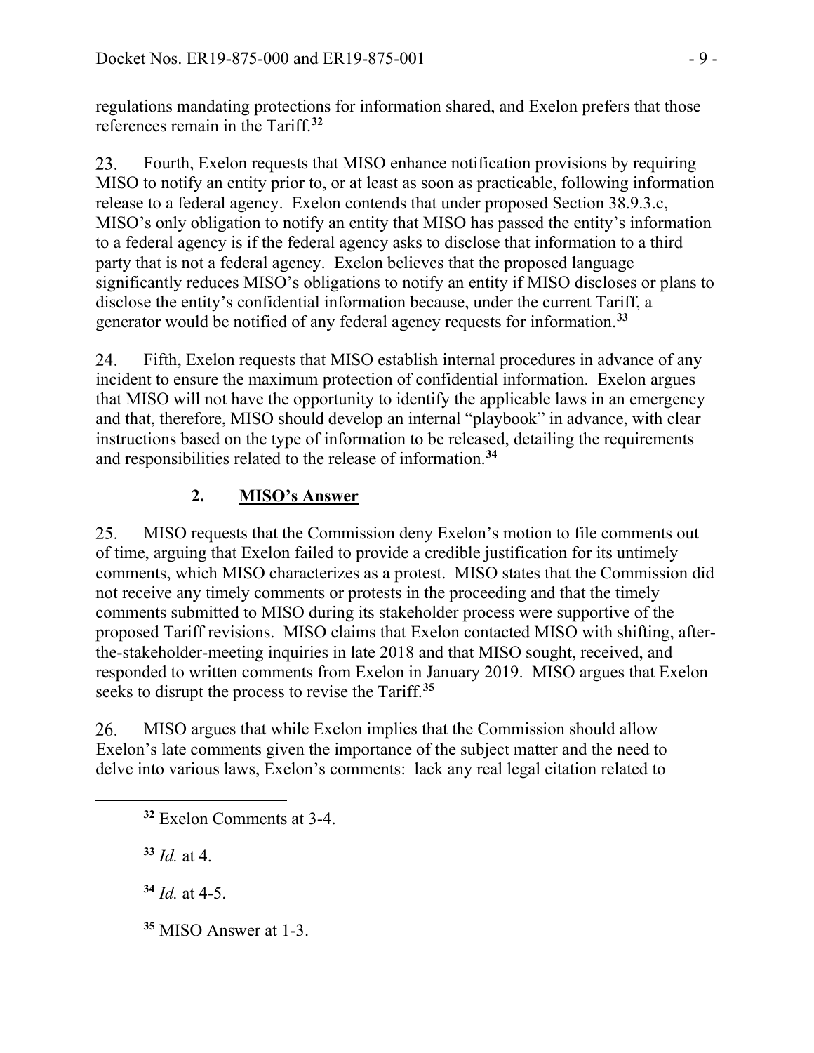regulations mandating protections for information shared, and Exelon prefers that those references remain in the Tariff.[32]

23. Fourth, Exelon requests that MISO enhance notification provisions by requiring MISO to notify an entity prior to, or at least as soon as practicable, following information release to a federal agency. Exelon contends that under proposed Section 38.9.3.c, MISO's only obligation to notify an entity that MISO has passed the entity's information to a federal agency is if the federal agency asks to disclose that information to a third party that is not a federal agency. Exelon believes that the proposed language significantly reduces MISO's obligations to notify an entity if MISO discloses or plans to disclose the entity's confidential information because, under the current Tariff, a generator would be notified of any federal agency requests for information.[33]

24. Fifth, Exelon requests that MISO establish internal procedures in advance of any incident to ensure the maximum protection of confidential information. Exelon argues that MISO will not have the opportunity to identify the applicable laws in an emergency and that, therefore, MISO should develop an internal "playbook" in advance, with clear instructions based on the type of information to be released, detailing the requirements and responsibilities related to the release of information.[34]

### 2. MISO's Answer

25. MISO requests that the Commission deny Exelon's motion to file comments out of time, arguing that Exelon failed to provide a credible justification for its untimely comments, which MISO characterizes as a protest. MISO states that the Commission did not receive any timely comments or protests in the proceeding and that the timely comments submitted to MISO during its stakeholder process were supportive of the proposed Tariff revisions. MISO claims that Exelon contacted MISO with shifting, after-the-stakeholder-meeting inquiries in late 2018 and that MISO sought, received, and responded to written comments from Exelon in January 2019. MISO argues that Exelon seeks to disrupt the process to revise the Tariff.[35]

26. MISO argues that while Exelon implies that the Commission should allow Exelon's late comments given the importance of the subject matter and the need to delve into various laws, Exelon's comments: lack any real legal citation related to

---

[32] Exelon Comments at 3-4.

[33] *Id.* at 4.

[34] *Id.* at 4-5.

[35] MISO Answer at 1-3.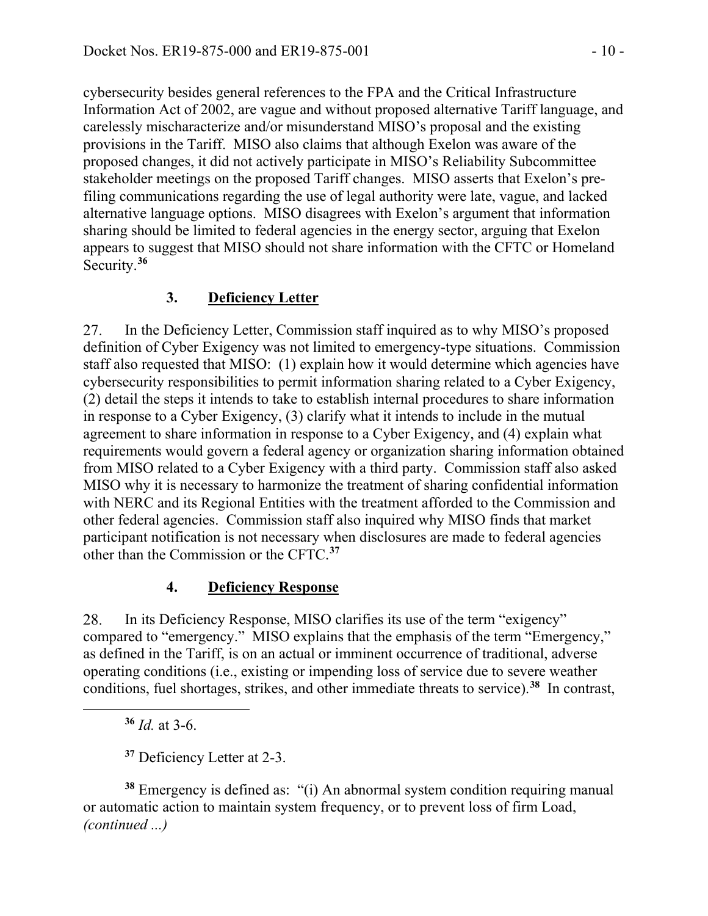cybersecurity besides general references to the FPA and the Critical Infrastructure Information Act of 2002, are vague and without proposed alternative Tariff language, and carelessly mischaracterize and/or misunderstand MISO's proposal and the existing provisions in the Tariff. MISO also claims that although Exelon was aware of the proposed changes, it did not actively participate in MISO's Reliability Subcommittee stakeholder meetings on the proposed Tariff changes. MISO asserts that Exelon's pre-filing communications regarding the use of legal authority were late, vague, and lacked alternative language options. MISO disagrees with Exelon's argument that information sharing should be limited to federal agencies in the energy sector, arguing that Exelon appears to suggest that MISO should not share information with the CFTC or Homeland Security.[36]

### 3. Deficiency Letter

27. In the Deficiency Letter, Commission staff inquired as to why MISO's proposed definition of Cyber Exigency was not limited to emergency-type situations. Commission staff also requested that MISO: (1) explain how it would determine which agencies have cybersecurity responsibilities to permit information sharing related to a Cyber Exigency, (2) detail the steps it intends to take to establish internal procedures to share information in response to a Cyber Exigency, (3) clarify what it intends to include in the mutual agreement to share information in response to a Cyber Exigency, and (4) explain what requirements would govern a federal agency or organization sharing information obtained from MISO related to a Cyber Exigency with a third party. Commission staff also asked MISO why it is necessary to harmonize the treatment of sharing confidential information with NERC and its Regional Entities with the treatment afforded to the Commission and other federal agencies. Commission staff also inquired why MISO finds that market participant notification is not necessary when disclosures are made to federal agencies other than the Commission or the CFTC.[37]

### 4. Deficiency Response

28. In its Deficiency Response, MISO clarifies its use of the term "exigency" compared to "emergency." MISO explains that the emphasis of the term "Emergency," as defined in the Tariff, is on an actual or imminent occurrence of traditional, adverse operating conditions (i.e., existing or impending loss of service due to severe weather conditions, fuel shortages, strikes, and other immediate threats to service).[38] In contrast,

---

[36] *Id.* at 3-6.

[37] Deficiency Letter at 2-3.

[38] Emergency is defined as: "(i) An abnormal system condition requiring manual or automatic action to maintain system frequency, or to prevent loss of firm Load, *(continued ...)*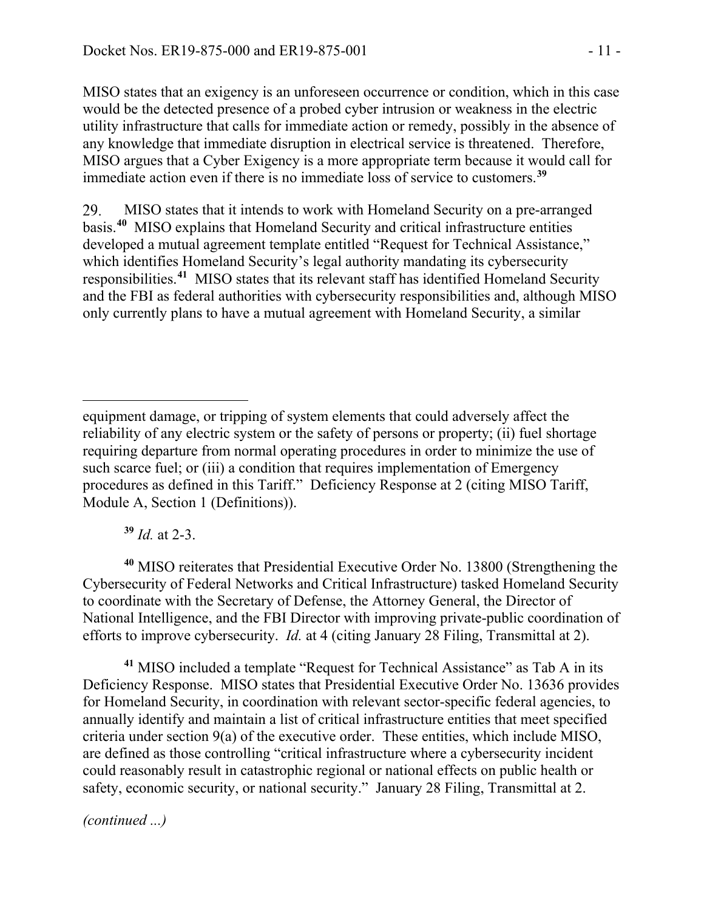MISO states that an exigency is an unforeseen occurrence or condition, which in this case would be the detected presence of a probed cyber intrusion or weakness in the electric utility infrastructure that calls for immediate action or remedy, possibly in the absence of any knowledge that immediate disruption in electrical service is threatened. Therefore, MISO argues that a Cyber Exigency is a more appropriate term because it would call for immediate action even if there is no immediate loss of service to customers.[39]

29. MISO states that it intends to work with Homeland Security on a pre-arranged basis.[40] MISO explains that Homeland Security and critical infrastructure entities developed a mutual agreement template entitled "Request for Technical Assistance," which identifies Homeland Security's legal authority mandating its cybersecurity responsibilities.[41] MISO states that its relevant staff has identified Homeland Security and the FBI as federal authorities with cybersecurity responsibilities and, although MISO only currently plans to have a mutual agreement with Homeland Security, a similar

---

equipment damage, or tripping of system elements that could adversely affect the reliability of any electric system or the safety of persons or property; (ii) fuel shortage requiring departure from normal operating procedures in order to minimize the use of such scarce fuel; or (iii) a condition that requires implementation of Emergency procedures as defined in this Tariff." Deficiency Response at 2 (citing MISO Tariff, Module A, Section 1 (Definitions)).

[39] *Id.* at 2-3.

[40] MISO reiterates that Presidential Executive Order No. 13800 (Strengthening the Cybersecurity of Federal Networks and Critical Infrastructure) tasked Homeland Security to coordinate with the Secretary of Defense, the Attorney General, the Director of National Intelligence, and the FBI Director with improving private-public coordination of efforts to improve cybersecurity. *Id.* at 4 (citing January 28 Filing, Transmittal at 2).

[41] MISO included a template "Request for Technical Assistance" as Tab A in its Deficiency Response. MISO states that Presidential Executive Order No. 13636 provides for Homeland Security, in coordination with relevant sector-specific federal agencies, to annually identify and maintain a list of critical infrastructure entities that meet specified criteria under section 9(a) of the executive order. These entities, which include MISO, are defined as those controlling "critical infrastructure where a cybersecurity incident could reasonably result in catastrophic regional or national effects on public health or safety, economic security, or national security." January 28 Filing, Transmittal at 2.

*(continued ...)*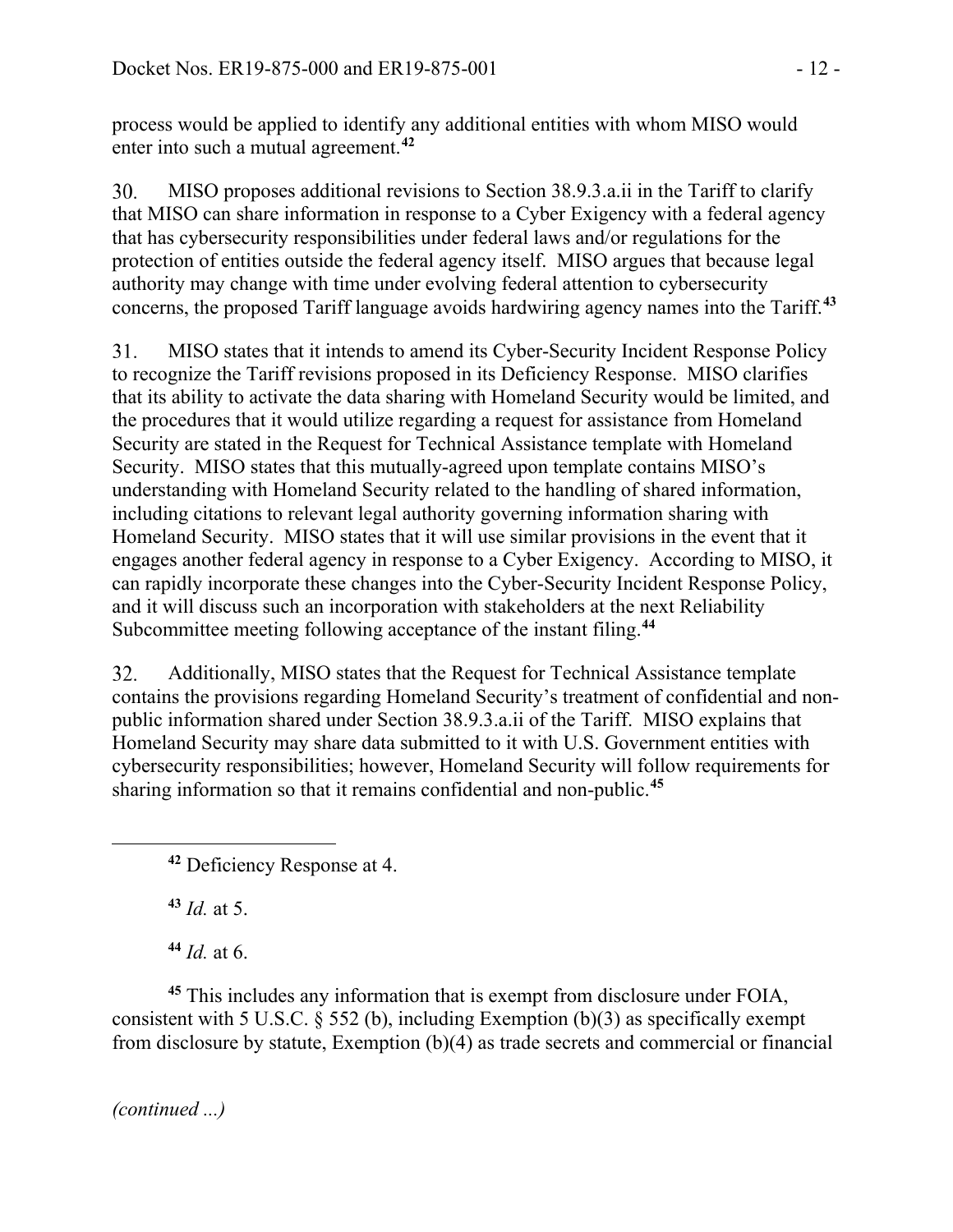process would be applied to identify any additional entities with whom MISO would enter into such a mutual agreement.[42]

30. MISO proposes additional revisions to Section 38.9.3.a.ii in the Tariff to clarify that MISO can share information in response to a Cyber Exigency with a federal agency that has cybersecurity responsibilities under federal laws and/or regulations for the protection of entities outside the federal agency itself. MISO argues that because legal authority may change with time under evolving federal attention to cybersecurity concerns, the proposed Tariff language avoids hardwiring agency names into the Tariff.[43]

31. MISO states that it intends to amend its Cyber-Security Incident Response Policy to recognize the Tariff revisions proposed in its Deficiency Response. MISO clarifies that its ability to activate the data sharing with Homeland Security would be limited, and the procedures that it would utilize regarding a request for assistance from Homeland Security are stated in the Request for Technical Assistance template with Homeland Security. MISO states that this mutually-agreed upon template contains MISO's understanding with Homeland Security related to the handling of shared information, including citations to relevant legal authority governing information sharing with Homeland Security. MISO states that it will use similar provisions in the event that it engages another federal agency in response to a Cyber Exigency. According to MISO, it can rapidly incorporate these changes into the Cyber-Security Incident Response Policy, and it will discuss such an incorporation with stakeholders at the next Reliability Subcommittee meeting following acceptance of the instant filing.[44]

32. Additionally, MISO states that the Request for Technical Assistance template contains the provisions regarding Homeland Security's treatment of confidential and non-public information shared under Section 38.9.3.a.ii of the Tariff. MISO explains that Homeland Security may share data submitted to it with U.S. Government entities with cybersecurity responsibilities; however, Homeland Security will follow requirements for sharing information so that it remains confidential and non-public.[45]

---

[42] Deficiency Response at 4.

[43] *Id.* at 5.

[44] *Id.* at 6.

[45] This includes any information that is exempt from disclosure under FOIA, consistent with 5 U.S.C. § 552 (b), including Exemption (b)(3) as specifically exempt from disclosure by statute, Exemption (b)(4) as trade secrets and commercial or financial

*(continued ...)*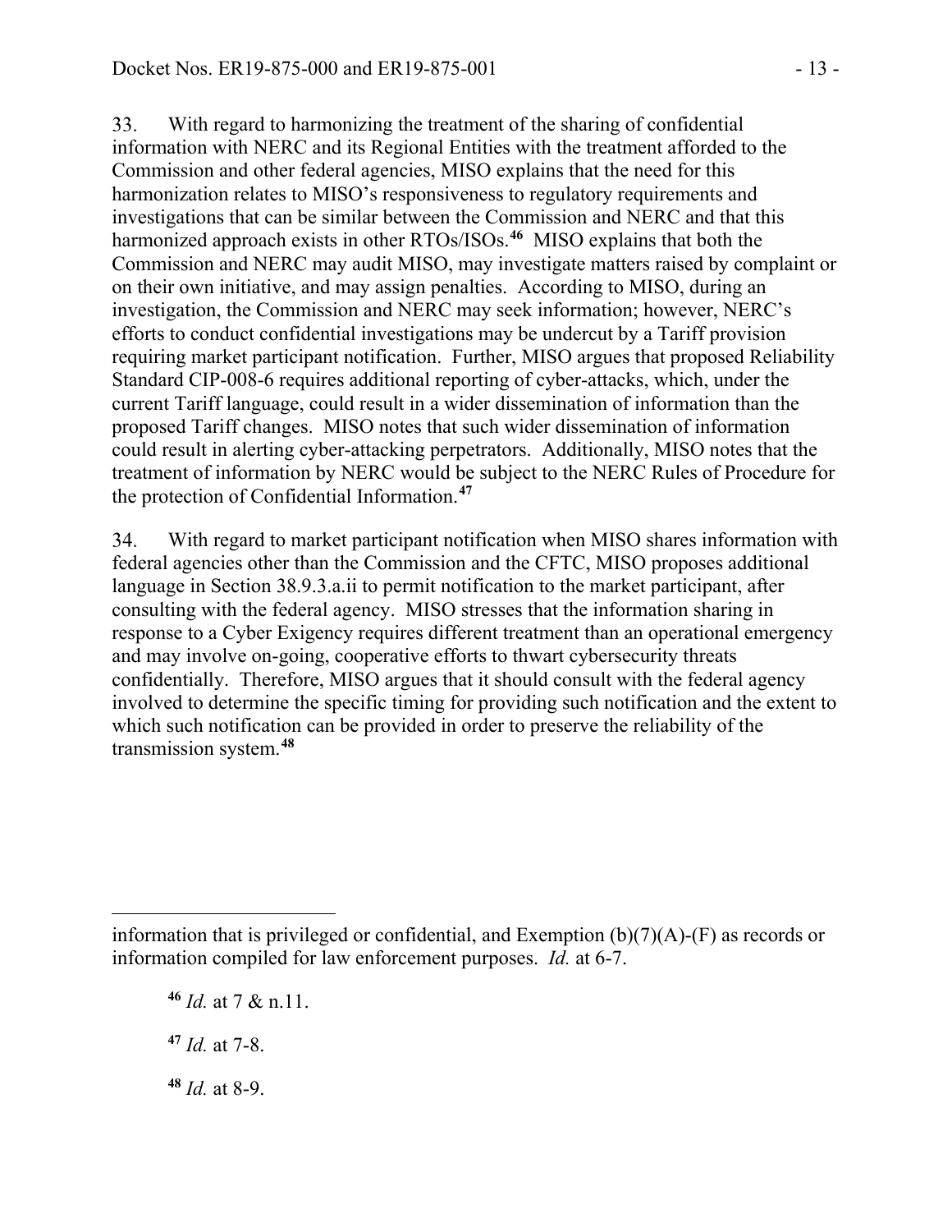33. With regard to harmonizing the treatment of the sharing of confidential information with NERC and its Regional Entities with the treatment afforded to the Commission and other federal agencies, MISO explains that the need for this harmonization relates to MISO's responsiveness to regulatory requirements and investigations that can be similar between the Commission and NERC and that this harmonized approach exists in other RTOs/ISOs.[46] MISO explains that both the Commission and NERC may audit MISO, may investigate matters raised by complaint or on their own initiative, and may assign penalties. According to MISO, during an investigation, the Commission and NERC may seek information; however, NERC's efforts to conduct confidential investigations may be undercut by a Tariff provision requiring market participant notification. Further, MISO argues that proposed Reliability Standard CIP-008-6 requires additional reporting of cyber-attacks, which, under the current Tariff language, could result in a wider dissemination of information than the proposed Tariff changes. MISO notes that such wider dissemination of information could result in alerting cyber-attacking perpetrators. Additionally, MISO notes that the treatment of information by NERC would be subject to the NERC Rules of Procedure for the protection of Confidential Information.[47]

34. With regard to market participant notification when MISO shares information with federal agencies other than the Commission and the CFTC, MISO proposes additional language in Section 38.9.3.a.ii to permit notification to the market participant, after consulting with the federal agency. MISO stresses that the information sharing in response to a Cyber Exigency requires different treatment than an operational emergency and may involve on-going, cooperative efforts to thwart cybersecurity threats confidentially. Therefore, MISO argues that it should consult with the federal agency involved to determine the specific timing for providing such notification and the extent to which such notification can be provided in order to preserve the reliability of the transmission system.[48]

---

information that is privileged or confidential, and Exemption (b)(7)(A)-(F) as records or information compiled for law enforcement purposes. *Id.* at 6-7.

[46] *Id.* at 7 & n.11.

[47] *Id.* at 7-8.

[48] *Id.* at 8-9.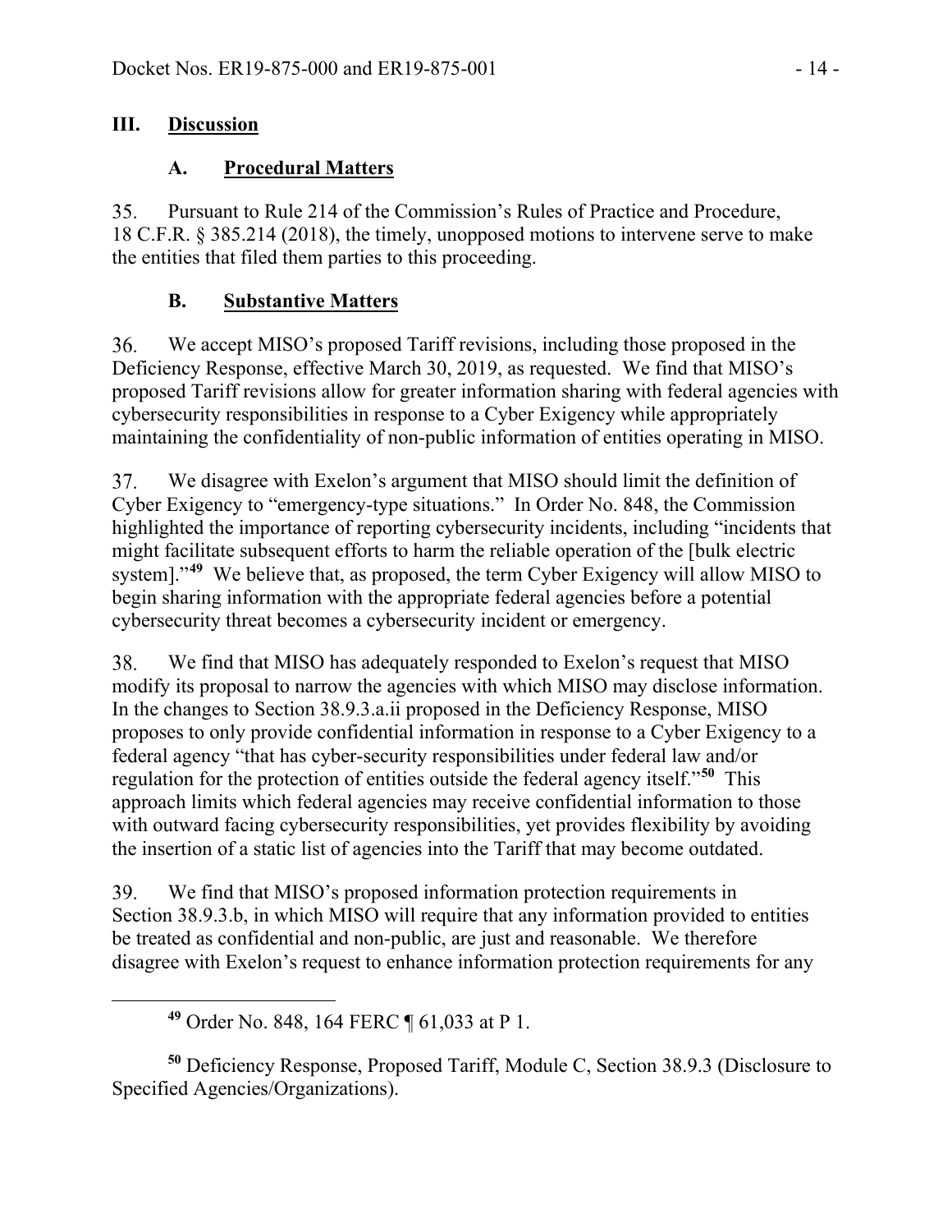## III. Discussion

### A. Procedural Matters

35. Pursuant to Rule 214 of the Commission's Rules of Practice and Procedure, 18 C.F.R. § 385.214 (2018), the timely, unopposed motions to intervene serve to make the entities that filed them parties to this proceeding.

### B. Substantive Matters

36. We accept MISO's proposed Tariff revisions, including those proposed in the Deficiency Response, effective March 30, 2019, as requested. We find that MISO's proposed Tariff revisions allow for greater information sharing with federal agencies with cybersecurity responsibilities in response to a Cyber Exigency while appropriately maintaining the confidentiality of non-public information of entities operating in MISO.

37. We disagree with Exelon's argument that MISO should limit the definition of Cyber Exigency to "emergency-type situations." In Order No. 848, the Commission highlighted the importance of reporting cybersecurity incidents, including "incidents that might facilitate subsequent efforts to harm the reliable operation of the [bulk electric system]."[49] We believe that, as proposed, the term Cyber Exigency will allow MISO to begin sharing information with the appropriate federal agencies before a potential cybersecurity threat becomes a cybersecurity incident or emergency.

38. We find that MISO has adequately responded to Exelon's request that MISO modify its proposal to narrow the agencies with which MISO may disclose information. In the changes to Section 38.9.3.a.ii proposed in the Deficiency Response, MISO proposes to only provide confidential information in response to a Cyber Exigency to a federal agency "that has cyber-security responsibilities under federal law and/or regulation for the protection of entities outside the federal agency itself."[50] This approach limits which federal agencies may receive confidential information to those with outward facing cybersecurity responsibilities, yet provides flexibility by avoiding the insertion of a static list of agencies into the Tariff that may become outdated.

39. We find that MISO's proposed information protection requirements in Section 38.9.3.b, in which MISO will require that any information provided to entities be treated as confidential and non-public, are just and reasonable. We therefore disagree with Exelon's request to enhance information protection requirements for any

---

[49] Order No. 848, 164 FERC ¶ 61,033 at P 1.

[50] Deficiency Response, Proposed Tariff, Module C, Section 38.9.3 (Disclosure to Specified Agencies/Organizations).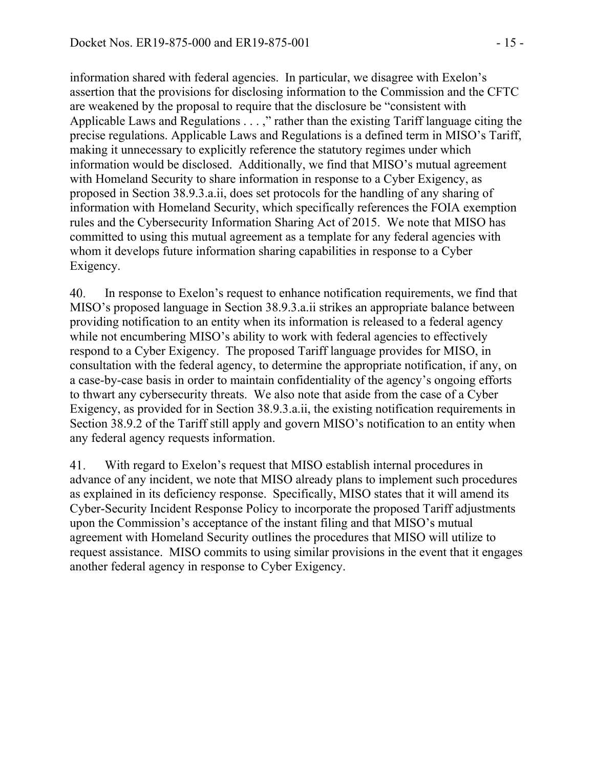information shared with federal agencies. In particular, we disagree with Exelon's assertion that the provisions for disclosing information to the Commission and the CFTC are weakened by the proposal to require that the disclosure be "consistent with Applicable Laws and Regulations . . . ," rather than the existing Tariff language citing the precise regulations. Applicable Laws and Regulations is a defined term in MISO's Tariff, making it unnecessary to explicitly reference the statutory regimes under which information would be disclosed. Additionally, we find that MISO's mutual agreement with Homeland Security to share information in response to a Cyber Exigency, as proposed in Section 38.9.3.a.ii, does set protocols for the handling of any sharing of information with Homeland Security, which specifically references the FOIA exemption rules and the Cybersecurity Information Sharing Act of 2015. We note that MISO has committed to using this mutual agreement as a template for any federal agencies with whom it develops future information sharing capabilities in response to a Cyber Exigency.

40. In response to Exelon's request to enhance notification requirements, we find that MISO's proposed language in Section 38.9.3.a.ii strikes an appropriate balance between providing notification to an entity when its information is released to a federal agency while not encumbering MISO's ability to work with federal agencies to effectively respond to a Cyber Exigency. The proposed Tariff language provides for MISO, in consultation with the federal agency, to determine the appropriate notification, if any, on a case-by-case basis in order to maintain confidentiality of the agency's ongoing efforts to thwart any cybersecurity threats. We also note that aside from the case of a Cyber Exigency, as provided for in Section 38.9.3.a.ii, the existing notification requirements in Section 38.9.2 of the Tariff still apply and govern MISO's notification to an entity when any federal agency requests information.

41. With regard to Exelon's request that MISO establish internal procedures in advance of any incident, we note that MISO already plans to implement such procedures as explained in its deficiency response. Specifically, MISO states that it will amend its Cyber-Security Incident Response Policy to incorporate the proposed Tariff adjustments upon the Commission's acceptance of the instant filing and that MISO's mutual agreement with Homeland Security outlines the procedures that MISO will utilize to request assistance. MISO commits to using similar provisions in the event that it engages another federal agency in response to Cyber Exigency.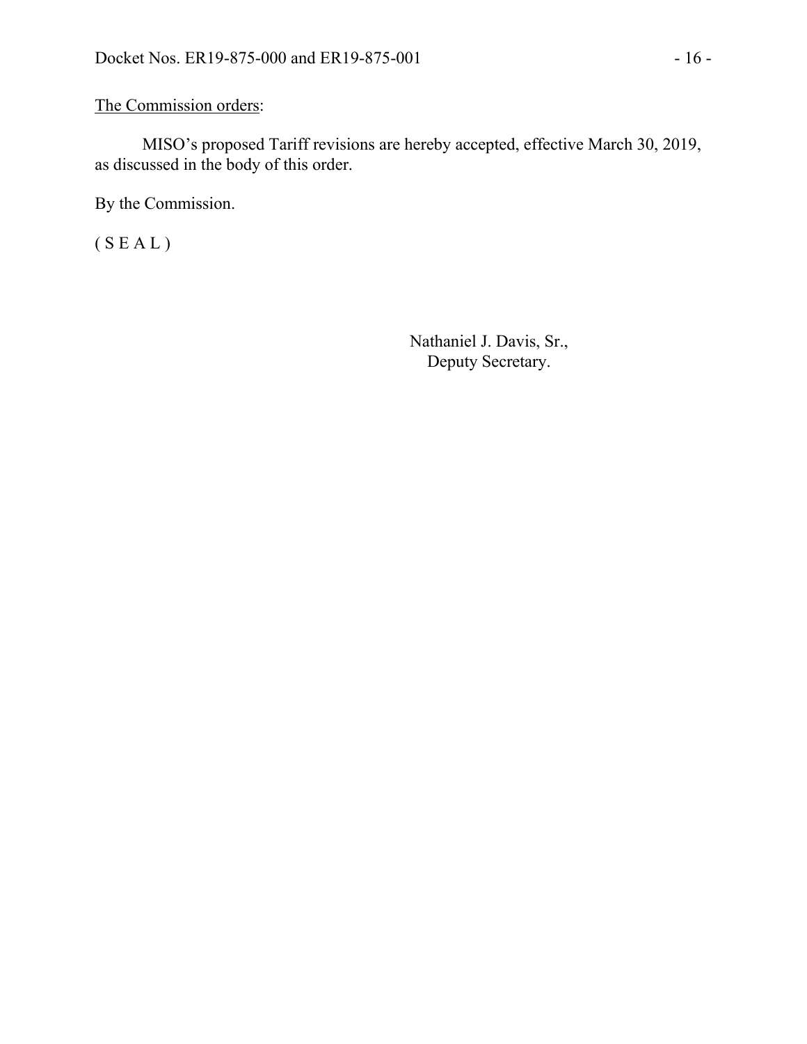<u>The Commission orders</u>:

MISO's proposed Tariff revisions are hereby accepted, effective March 30, 2019, as discussed in the body of this order.

By the Commission.

( S E A L )

Nathaniel J. Davis, Sr.,
Deputy Secretary.